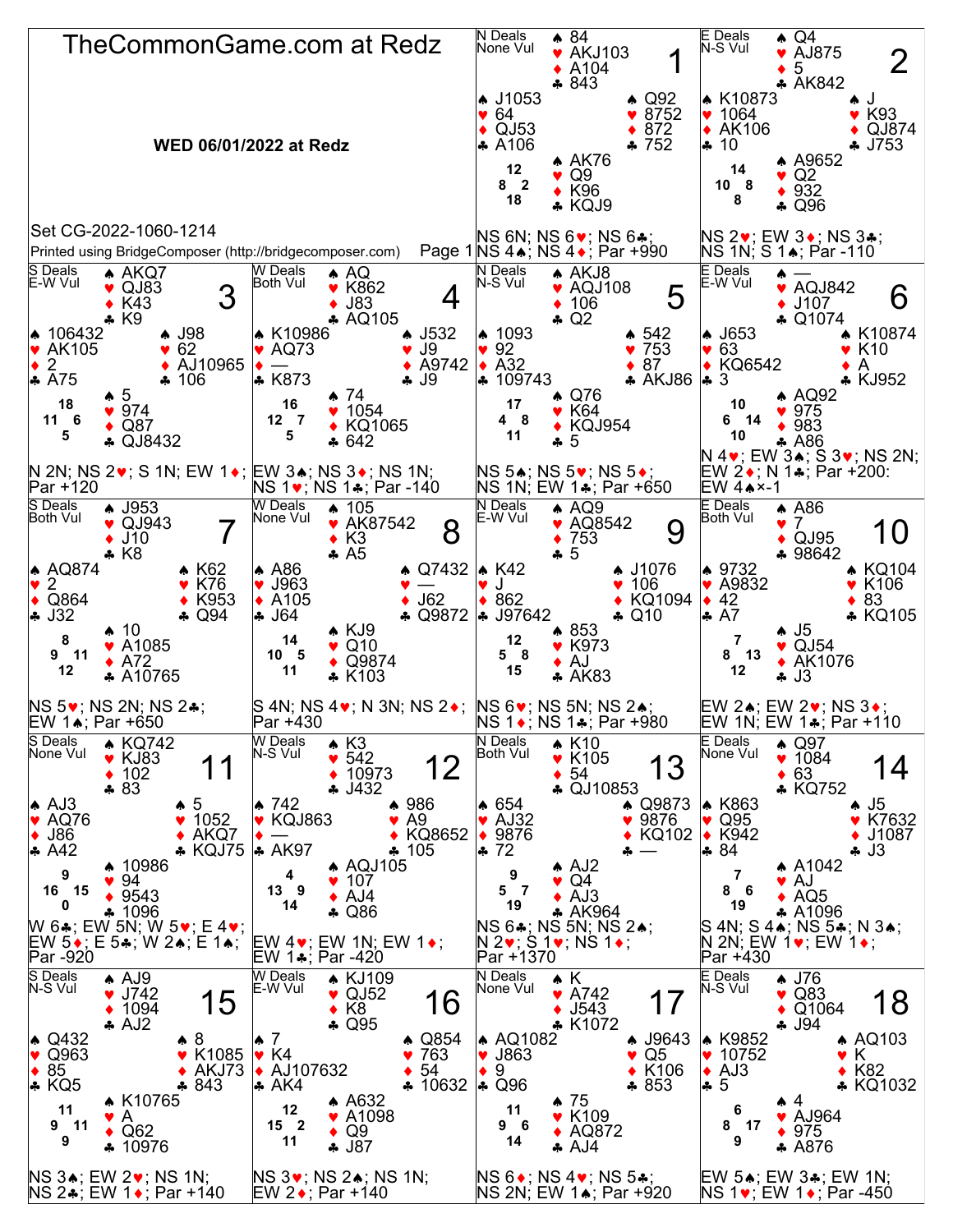# TheCommonGame.com at Redz

**WED 06/01/2022 at Redz**

Set CG-2022-1060-1214

Printed using BridgeComposer (http://bridgecomposer.com)

## Board 1

N Deals, None Vul

- North: ♠ 84 ♥ AKJ103 ♦ A104 ♣ 843
- West: ♠ J1053 ♥ 64 ♦ QJ53 ♣ A106
- East: ♠ Q92 ♥ 8752 ♦ 872 ♣ 752
- South: ♠ AK76 ♥ Q9 ♦ K96 ♣ KQJ9

HCP: N 12, W 8, E 2, S 18

NS 6N; NS 6♥; NS 6♣; NS 4♠; NS 4♦; Par +990

## Board 2

E Deals, N-S Vul

- North: ♠ Q4 ♥ AJ875 ♦ 5 ♣ AK842
- West: ♠ K10873 ♥ 1064 ♦ AK106 ♣ 10
- East: ♠ J ♥ K93 ♦ QJ874 ♣ J753
- South: ♠ A9652 ♥ Q2 ♦ 932 ♣ Q96

HCP: N 14, W 10, E 8, S 8

NS 2♥; EW 3♦; NS 3♣; NS 1N; S 1♠; Par -110

## Board 3

S Deals, E-W Vul

- North: ♠ AKQ7 ♥ QJ83 ♦ K43 ♣ K9
- West: ♠ 106432 ♥ AK105 ♦ 2 ♣ A75
- East: ♠ J98 ♥ 62 ♦ AJ10965 ♣ 106
- South: ♠ 5 ♥ 974 ♦ Q87 ♣ QJ8432

HCP: N 18, W 11, E 6, S 5

N 2N; NS 2♥; S 1N; EW 1♦; Par +120

## Board 4

W Deals, Both Vul

- North: ♠ AQ ♥ K862 ♦ J83 ♣ AQ105
- West: ♠ K10986 ♥ AQ73 ♦ — ♣ K873
- East: ♠ J532 ♥ J9 ♦ A9742 ♣ J9
- South: ♠ 74 ♥ 1054 ♦ KQ1065 ♣ 642

HCP: N 16, W 12, E 7, S 5

EW 3♠; NS 3♦; NS 1N; NS 1♥; NS 1♣; Par -140

## Board 5

N Deals, N-S Vul

- North: ♠ AKJ8 ♥ AQJ108 ♦ 106 ♣ Q2
- West: ♠ 1093 ♥ 92 ♦ A32 ♣ 109743
- East: ♠ 542 ♥ 753 ♦ 87 ♣ AKJ86
- South: ♠ Q76 ♥ K64 ♦ KQJ954 ♣ 5

HCP: N 17, W 4, E 8, S 11

NS 5♠; NS 5♥; NS 5♦; NS 1N; EW 1♣; Par +650

## Board 6

E Deals, E-W Vul

- North: ♠ — ♥ AQJ842 ♦ J107 ♣ Q1074
- West: ♠ J653 ♥ 63 ♦ KQ6542 ♣ 3
- East: ♠ K10874 ♥ K10 ♦ A ♣ KJ952
- South: ♠ AQ92 ♥ 975 ♦ 983 ♣ A86

HCP: N 10, W 6, E 14, S 10

N 4♥; EW 3♠; S 3♥; NS 2N; EW 2♦; N 1♣; Par +200: EW 4♠×-1

## Board 7

S Deals, Both Vul

- North: ♠ J953 ♥ QJ943 ♦ J10 ♣ K8
- West: ♠ AQ874 ♥ 2 ♦ Q864 ♣ J32
- East: ♠ K62 ♥ K76 ♦ K953 ♣ Q94
- South: ♠ 10 ♥ A1085 ♦ A72 ♣ A10765

HCP: N 8, W 9, E 11, S 12

NS 5♥; NS 2N; NS 2♣; EW 1♠; Par +650

## Board 8

W Deals, None Vul

- North: ♠ 105 ♥ AK87542 ♦ K3 ♣ A5
- West: ♠ A86 ♥ J963 ♦ A105 ♣ J64
- East: ♠ Q7432 ♥ — ♦ J62 ♣ Q9872
- South: ♠ KJ9 ♥ Q10 ♦ Q9874 ♣ K103

HCP: N 14, W 10, E 5, S 11

S 4N; NS 4♥; N 3N; NS 2♦; Par +430

## Board 9

N Deals, E-W Vul

- North: ♠ AQ9 ♥ AQ8542 ♦ 753 ♣ 5
- West: ♠ K42 ♥ J ♦ 862 ♣ J97642
- East: ♠ J1076 ♥ 106 ♦ KQ1094 ♣ Q10
- South: ♠ 853 ♥ K973 ♦ AJ ♣ AK83

HCP: N 12, W 5, E 8, S 15

NS 6♥; NS 5N; NS 2♠; NS 1♦; NS 1♣; Par +980

## Board 10

E Deals, Both Vul

- North: ♠ A86 ♥ 7 ♦ QJ95 ♣ 98642
- West: ♠ 9732 ♥ A9832 ♦ 42 ♣ A7
- East: ♠ KQ104 ♥ K106 ♦ 83 ♣ KQ105
- South: ♠ J5 ♥ QJ54 ♦ AK1076 ♣ J3

HCP: N 7, W 8, E 13, S 12

EW 2♠; EW 2♥; NS 3♦; EW 1N; EW 1♣; Par +110

## Board 11

S Deals, None Vul

- North: ♠ KQ742 ♥ KJ83 ♦ 102 ♣ 83
- West: ♠ AJ3 ♥ AQ76 ♦ J86 ♣ A42
- East: ♠ 5 ♥ 1052 ♦ AKQ7 ♣ KQJ75
- South: ♠ 10986 ♥ 94 ♦ 9543 ♣ 1096

HCP: N 9, W 16, E 15, S 0

W 6♣; EW 5N; W 5♥; E 4♥; EW 5♦; E 5♣; W 2♠; E 1♠; Par -920

## Board 12

W Deals, N-S Vul

- North: ♠ K3 ♥ 542 ♦ 10973 ♣ J432
- West: ♠ 742 ♥ KQJ863 ♦ — ♣ AK97
- East: ♠ 986 ♥ A9 ♦ KQ8652 ♣ 105
- South: ♠ AQJ105 ♥ 107 ♦ AJ4 ♣ Q86

HCP: N 4, W 13, E 9, S 14

EW 4♥; EW 1N; EW 1♦; EW 1♣; Par -420

## Board 13

N Deals, Both Vul

- North: ♠ K10 ♥ K105 ♦ 54 ♣ QJ10853
- West: ♠ 654 ♥ AJ32 ♦ 9876 ♣ 72
- East: ♠ Q9873 ♥ 9876 ♦ KQ102 ♣ —
- South: ♠ AJ2 ♥ Q4 ♦ AJ3 ♣ AK964

HCP: N 9, W 5, E 7, S 19

NS 6♣; NS 5N; NS 2♠; N 2♥; S 1♥; NS 1♦; Par +1370

## Board 14

E Deals, None Vul

- North: ♠ Q97 ♥ 1084 ♦ 63 ♣ KQ752
- West: ♠ K863 ♥ Q95 ♦ K942 ♣ 84
- East: ♠ J5 ♥ K7632 ♦ J1087 ♣ J3
- South: ♠ A1042 ♥ AJ ♦ AQ5 ♣ A1096

HCP: N 7, W 8, E 6, S 19

S 4N; S 4♠; NS 5♣; N 3♠; N 2N; EW 1♥; EW 1♦; Par +430

## Board 15

S Deals, N-S Vul

- North: ♠ AJ9 ♥ J742 ♦ 1094 ♣ AJ2
- West: ♠ Q432 ♥ Q963 ♦ 85 ♣ KQ5
- East: ♠ 8 ♥ K1085 ♦ AKJ73 ♣ 843
- South: ♠ K10765 ♥ A ♦ Q62 ♣ 10976

HCP: N 11, W 9, E 11, S 9

NS 3♠; EW 2♥; NS 1N; NS 2♣; EW 1♦; Par +140

## Board 16

W Deals, E-W Vul

- North: ♠ KJ109 ♥ QJ52 ♦ K8 ♣ Q95
- West: ♠ 7 ♥ K4 ♦ AJ107632 ♣ AK4
- East: ♠ Q854 ♥ 763 ♦ 54 ♣ 10632
- South: ♠ A632 ♥ A1098 ♦ Q9 ♣ J87

HCP: N 12, W 15, E 2, S 11

NS 3♥; NS 2♠; NS 1N; EW 2♦; Par +140

## Board 17

N Deals, None Vul

- North: ♠ K ♥ A742 ♦ J543 ♣ K1072
- West: ♠ AQ1082 ♥ J863 ♦ 9 ♣ Q96
- East: ♠ J9643 ♥ Q5 ♦ K106 ♣ 853
- South: ♠ 75 ♥ K109 ♦ AQ872 ♣ AJ4

HCP: N 11, W 9, E 6, S 14

NS 6♦; NS 4♥; NS 5♣; NS 2N; EW 1♠; Par +920

## Board 18

E Deals, N-S Vul

- North: ♠ J76 ♥ Q83 ♦ Q1064 ♣ J94
- West: ♠ K9852 ♥ 10752 ♦ AJ3 ♣ 5
- East: ♠ AQ103 ♥ K ♦ K82 ♣ KQ1032
- South: ♠ 4 ♥ AJ964 ♦ 975 ♣ A876

HCP: N 6, W 8, E 17, S 9

EW 5♠; EW 3♣; EW 1N; NS 1♥; EW 1♦; Par -450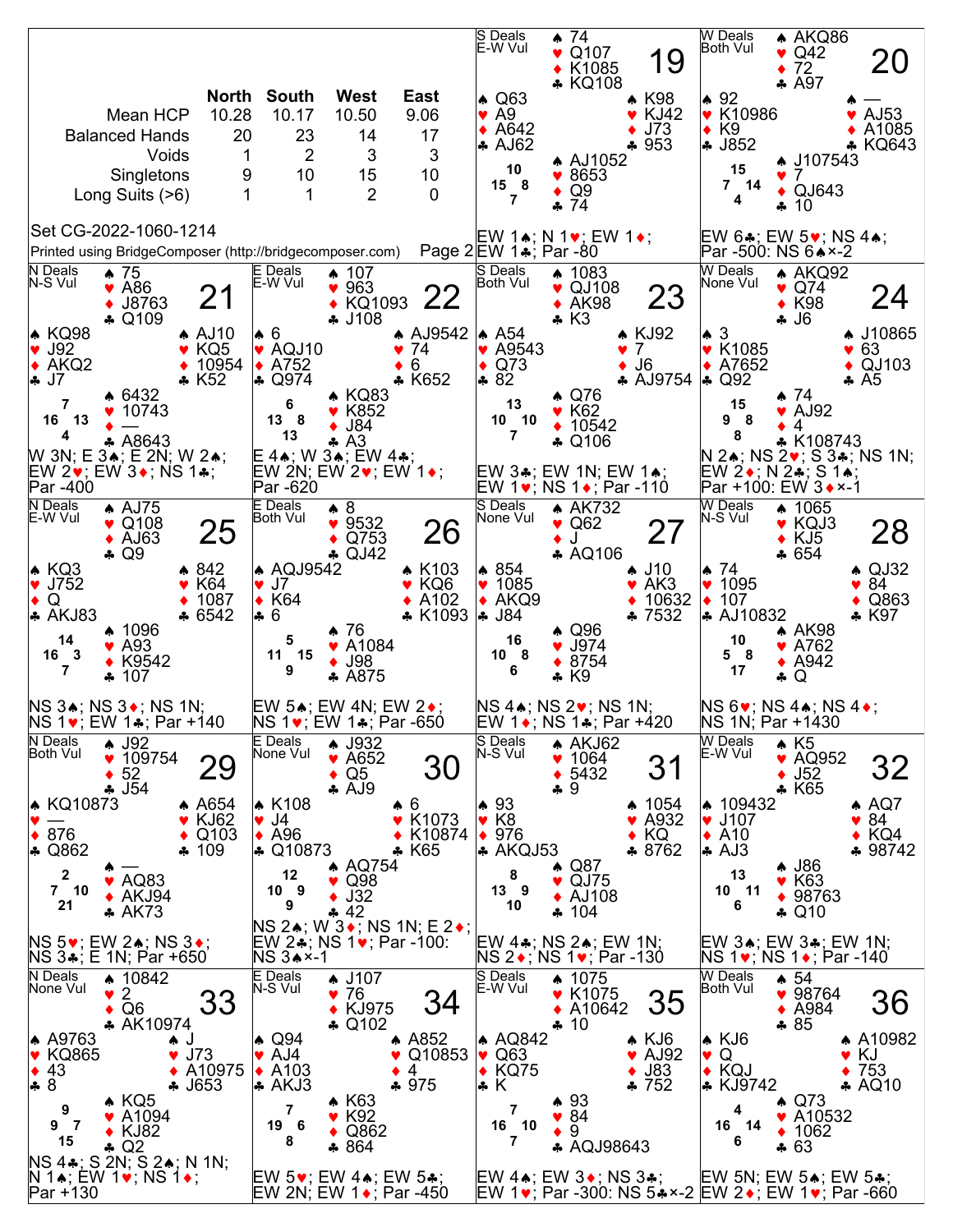| | North | South | West | East |
|---|---|---|---|---|
| Mean HCP | 10.28 | 10.17 | 10.50 | 9.06 |
| Balanced Hands | 20 | 23 | 14 | 17 |
| Voids | 1 | 2 | 3 | 3 |
| Singletons | 9 | 10 | 15 | 10 |
| Long Suits (>6) | 1 | 1 | 2 | 0 |

Set CG-2022-1060-1214

Printed using BridgeComposer (http://bridgecomposer.com)

## Board 19
S Deals, E-W Vul

North: ♠ 74 ♥ Q107 ♦ K1085 ♣ KQ108
West: ♠ Q63 ♥ A9 ♦ A642 ♣ AJ62
East: ♠ K98 ♥ KJ42 ♦ J73 ♣ 953
South: ♠ AJ1052 ♥ 8653 ♦ Q9 ♣ 74

HCP: N 10, W 15, E 8, S 7

EW 1♠; N 1♥; EW 1♦; EW 1♣; Par -80

## Board 20
W Deals, Both Vul

North: ♠ AKQ86 ♥ Q42 ♦ 72 ♣ A97
West: ♠ 92 ♥ K10986 ♦ K9 ♣ J852
East: ♠ — ♥ AJ53 ♦ A1085 ♣ KQ643
South: ♠ J107543 ♥ 7 ♦ QJ643 ♣ 10

HCP: N 15, W 7, E 14, S 4

EW 6♣; EW 5♥; NS 4♠; Par -500: NS 6♠×-2

## Board 21
N Deals, N-S Vul

North: ♠ 75 ♥ A86 ♦ J8763 ♣ Q109
West: ♠ KQ98 ♥ J92 ♦ AKQ2 ♣ J7
East: ♠ AJ10 ♥ KQ5 ♦ 10954 ♣ K52
South: ♠ 6432 ♥ 10743 ♦ — ♣ A8643

HCP: N 7, W 16, E 13, S 4

W 3N; E 3♠; E 2N; W 2♠; EW 2♥; EW 3♦; NS 1♣; Par -400

## Board 22
E Deals, E-W Vul

North: ♠ 107 ♥ 963 ♦ KQ1093 ♣ J108
West: ♠ 6 ♥ AQJ10 ♦ A752 ♣ Q974
East: ♠ AJ9542 ♥ 74 ♦ 6 ♣ K652
South: ♠ KQ83 ♥ K852 ♦ J84 ♣ A3

HCP: N 6, W 13, E 8, S 13

E 4♠; W 3♠; EW 4♣; EW 2N; EW 2♥; EW 1♦; Par -620

## Board 23
S Deals, Both Vul

North: ♠ 1083 ♥ QJ108 ♦ AK98 ♣ K3
West: ♠ A54 ♥ A9543 ♦ Q73 ♣ 82
East: ♠ KJ92 ♥ 7 ♦ J6 ♣ AJ9754
South: ♠ Q76 ♥ K62 ♦ 10542 ♣ Q106

HCP: N 13, W 10, E 10, S 7

EW 3♣; EW 1N; EW 1♠; EW 1♥; NS 1♦; Par -110

## Board 24
W Deals, None Vul

North: ♠ AKQ92 ♥ Q74 ♦ K98 ♣ J6
West: ♠ 3 ♥ K1085 ♦ A7652 ♣ Q92
East: ♠ J10865 ♥ 63 ♦ QJ103 ♣ A5
South: ♠ 74 ♥ AJ92 ♦ 4 ♣ K108743

HCP: N 15, W 9, E 8, S 8

N 2♠; NS 2♥; S 3♣; NS 1N; EW 2♦; N 2♣; S 1♠; Par +100: EW 3♦×-1

## Board 25
N Deals, E-W Vul

North: ♠ AJ75 ♥ Q108 ♦ AJ63 ♣ Q9
West: ♠ KQ3 ♥ J752 ♦ Q ♣ AKJ83
East: ♠ 842 ♥ K64 ♦ 1087 ♣ 6542
South: ♠ 1096 ♥ A93 ♦ K9542 ♣ 107

HCP: N 14, W 16, E 3, S 7

NS 3♠; NS 3♦; NS 1N; NS 1♥; EW 1♣; Par +140

## Board 26
E Deals, Both Vul

North: ♠ 8 ♥ 9532 ♦ Q753 ♣ QJ42
West: ♠ AQJ9542 ♥ J7 ♦ K64 ♣ 6
East: ♠ K103 ♥ KQ6 ♦ A102 ♣ K1093
South: ♠ 76 ♥ A1084 ♦ J98 ♣ A875

HCP: N 5, W 11, E 15, S 9

EW 5♠; EW 4N; EW 2♦; NS 1♥; EW 1♣; Par -650

## Board 27
S Deals, None Vul

North: ♠ AK732 ♥ Q62 ♦ J ♣ AQ106
West: ♠ 854 ♥ 1085 ♦ AKQ9 ♣ J84
East: ♠ J10 ♥ AK3 ♦ 10632 ♣ 7532
South: ♠ Q96 ♥ J974 ♦ 8754 ♣ K9

HCP: N 16, W 10, E 8, S 6

NS 4♠; NS 2♥; NS 1N; EW 1♦; NS 1♣; Par +420

## Board 28
W Deals, N-S Vul

North: ♠ 1065 ♥ KQJ3 ♦ KJ5 ♣ 654
West: ♠ 74 ♥ 1095 ♦ 107 ♣ AJ10832
East: ♠ QJ32 ♥ 84 ♦ Q863 ♣ K97
South: ♠ AK98 ♥ A762 ♦ A942 ♣ Q

HCP: N 10, W 5, E 8, S 17

NS 6♥; NS 4♠; NS 4♦; NS 1N; Par +1430

## Board 29
N Deals, Both Vul

North: ♠ J92 ♥ 109754 ♦ 52 ♣ J54
West: ♠ KQ10873 ♥ — ♦ 876 ♣ Q862
East: ♠ A654 ♥ KJ62 ♦ Q103 ♣ 109
South: ♠ — ♥ AQ83 ♦ AKJ94 ♣ AK73

HCP: N 2, W 7, E 10, S 21

NS 5♥; EW 2♠; NS 3♦; NS 3♣; E 1N; Par +650

## Board 30
E Deals, None Vul

North: ♠ J932 ♥ A652 ♦ Q5 ♣ AJ9
West: ♠ K108 ♥ J4 ♦ A96 ♣ Q10873
East: ♠ 6 ♥ K1073 ♦ K10874 ♣ K65
South: ♠ AQ754 ♥ Q98 ♦ J32 ♣ 42

HCP: N 12, W 10, E 9, S 9

NS 2♠; W 3♦; NS 1N; E 2♦; EW 2♣; NS 1♥; Par -100: NS 3♠×-1

## Board 31
S Deals, N-S Vul

North: ♠ AKJ62 ♥ 1064 ♦ 5432 ♣ 9
West: ♠ 93 ♥ K8 ♦ 976 ♣ AKQJ53
East: ♠ 1054 ♥ A932 ♦ KQ ♣ 8762
South: ♠ Q87 ♥ QJ75 ♦ AJ108 ♣ 104

HCP: N 8, W 13, E 9, S 10

EW 4♣; NS 2♠; EW 1N; NS 2♦; NS 1♥; Par -130

## Board 32
W Deals, E-W Vul

North: ♠ K5 ♥ AQ952 ♦ J52 ♣ K65
West: ♠ 109432 ♥ J107 ♦ A10 ♣ AJ3
East: ♠ AQ7 ♥ 84 ♦ KQ4 ♣ 98742
South: ♠ J86 ♥ K63 ♦ 98763 ♣ Q10

HCP: N 13, W 10, E 11, S 6

EW 3♠; EW 3♣; EW 1N; NS 1♥; NS 1♦; Par -140

## Board 33
N Deals, None Vul

North: ♠ 10842 ♥ 2 ♦ Q6 ♣ AK10974
West: ♠ A9763 ♥ KQ865 ♦ 43 ♣ 8
East: ♠ J ♥ J73 ♦ A10975 ♣ J653
South: ♠ KQ5 ♥ A1094 ♦ KJ82 ♣ Q2

HCP: N 9, W 9, E 7, S 15

NS 4♣; S 2N; S 2♠; N 1N; N 1♠; EW 1♥; NS 1♦; Par +130

## Board 34
E Deals, N-S Vul

North: ♠ J107 ♥ 76 ♦ KJ975 ♣ Q102
West: ♠ Q94 ♥ AJ4 ♦ A103 ♣ AKJ3
East: ♠ A852 ♥ Q10853 ♦ 4 ♣ 975
South: ♠ K63 ♥ K92 ♦ Q862 ♣ 864

HCP: N 7, W 19, E 6, S 8

EW 5♥; EW 4♠; EW 5♣; EW 2N; EW 1♦; Par -450

## Board 35
S Deals, E-W Vul

North: ♠ 1075 ♥ K1075 ♦ A10642 ♣ 10
West: ♠ AQ842 ♥ Q63 ♦ KQ75 ♣ K
East: ♠ KJ6 ♥ AJ92 ♦ J83 ♣ 752
South: ♠ 93 ♥ 84 ♦ 9 ♣ AQJ98643

HCP: N 7, W 16, E 10, S 7

EW 4♠; EW 3♦; NS 3♣; EW 1♥; Par -300: NS 5♣×-2

## Board 36
W Deals, Both Vul

North: ♠ 54 ♥ 98764 ♦ A984 ♣ 85
West: ♠ KJ6 ♥ Q ♦ KQJ ♣ KJ9742
East: ♠ A10982 ♥ KJ ♦ 753 ♣ AQ10
South: ♠ Q73 ♥ A10532 ♦ 1062 ♣ 63

HCP: N 4, W 16, E 14, S 6

EW 5N; EW 5♠; EW 5♣; EW 2♦; EW 1♥; Par -660